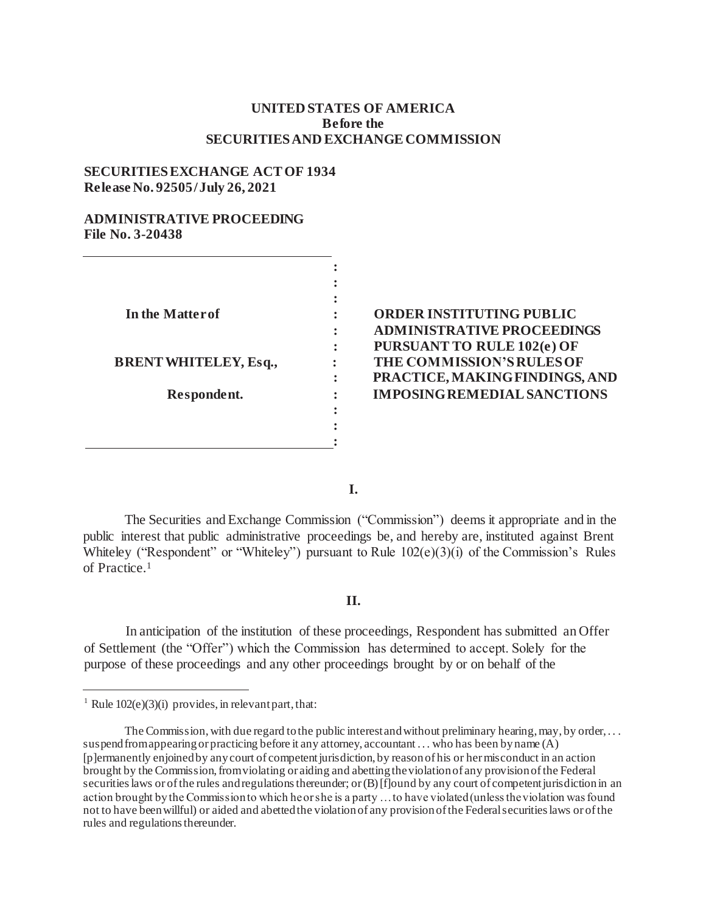**UNITED STATES OF AMERICA**
**Before the**
**SECURITIES AND EXCHANGE COMMISSION**

**SECURITIES EXCHANGE ACT OF 1934**
**Release No. 92505 / July 26, 2021**

**ADMINISTRATIVE PROCEEDING**
**File No. 3-20438**

| | |
|---|---|
| **In the Matter of**<br><br>**BRENT WHITELEY, Esq.,**<br><br>**Respondent.** | **ORDER INSTITUTING PUBLIC ADMINISTRATIVE PROCEEDINGS PURSUANT TO RULE 102(e) OF THE COMMISSION'S RULES OF PRACTICE, MAKING FINDINGS, AND IMPOSING REMEDIAL SANCTIONS** |

**I.**

The Securities and Exchange Commission ("Commission") deems it appropriate and in the public interest that public administrative proceedings be, and hereby are, instituted against Brent Whiteley ("Respondent" or "Whiteley") pursuant to Rule 102(e)(3)(i) of the Commission's Rules of Practice.[1]

**II.**

In anticipation of the institution of these proceedings, Respondent has submitted an Offer of Settlement (the "Offer") which the Commission has determined to accept. Solely for the purpose of these proceedings and any other proceedings brought by or on behalf of the

---

[1] Rule 102(e)(3)(i) provides, in relevant part, that:

The Commission, with due regard to the public interest and without preliminary hearing, may, by order, . . . suspend from appearing or practicing before it any attorney, accountant . . . who has been by name (A) [p]ermanently enjoined by any court of competent jurisdiction, by reason of his or her misconduct in an action brought by the Commission, from violating or aiding and abetting the violation of any provision of the Federal securities laws or of the rules and regulations thereunder; or (B) [f]ound by any court of competent jurisdiction in an action brought by the Commission to which he or she is a party . . . to have violated (unless the violation was found not to have been willful) or aided and abetted the violation of any provision of the Federal securities laws or of the rules and regulations thereunder.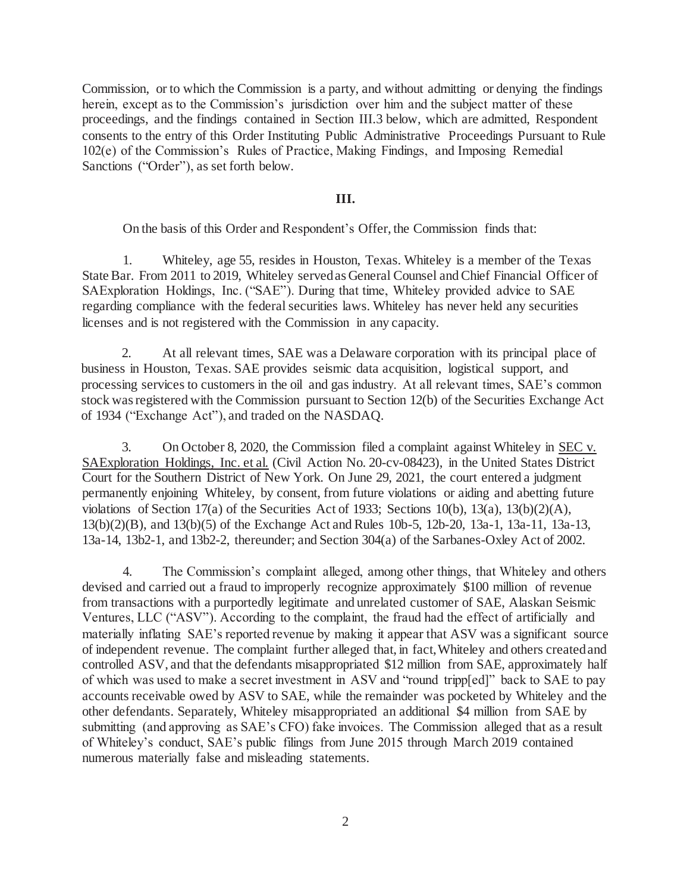Commission, or to which the Commission is a party, and without admitting or denying the findings herein, except as to the Commission's jurisdiction over him and the subject matter of these proceedings, and the findings contained in Section III.3 below, which are admitted, Respondent consents to the entry of this Order Instituting Public Administrative Proceedings Pursuant to Rule 102(e) of the Commission's Rules of Practice, Making Findings, and Imposing Remedial Sanctions ("Order"), as set forth below.

## III.

On the basis of this Order and Respondent's Offer, the Commission finds that:

1. Whiteley, age 55, resides in Houston, Texas. Whiteley is a member of the Texas State Bar. From 2011 to 2019, Whiteley served as General Counsel and Chief Financial Officer of SAExploration Holdings, Inc. ("SAE"). During that time, Whiteley provided advice to SAE regarding compliance with the federal securities laws. Whiteley has never held any securities licenses and is not registered with the Commission in any capacity.

2. At all relevant times, SAE was a Delaware corporation with its principal place of business in Houston, Texas. SAE provides seismic data acquisition, logistical support, and processing services to customers in the oil and gas industry. At all relevant times, SAE's common stock was registered with the Commission pursuant to Section 12(b) of the Securities Exchange Act of 1934 ("Exchange Act"), and traded on the NASDAQ.

3. On October 8, 2020, the Commission filed a complaint against Whiteley in SEC v. SAExploration Holdings, Inc. et al. (Civil Action No. 20-cv-08423), in the United States District Court for the Southern District of New York. On June 29, 2021, the court entered a judgment permanently enjoining Whiteley, by consent, from future violations or aiding and abetting future violations of Section 17(a) of the Securities Act of 1933; Sections 10(b), 13(a), 13(b)(2)(A), 13(b)(2)(B), and 13(b)(5) of the Exchange Act and Rules 10b-5, 12b-20, 13a-1, 13a-11, 13a-13, 13a-14, 13b2-1, and 13b2-2, thereunder; and Section 304(a) of the Sarbanes-Oxley Act of 2002.

4. The Commission's complaint alleged, among other things, that Whiteley and others devised and carried out a fraud to improperly recognize approximately $100 million of revenue from transactions with a purportedly legitimate and unrelated customer of SAE, Alaskan Seismic Ventures, LLC ("ASV"). According to the complaint, the fraud had the effect of artificially and materially inflating SAE's reported revenue by making it appear that ASV was a significant source of independent revenue. The complaint further alleged that, in fact, Whiteley and others created and controlled ASV, and that the defendants misappropriated $12 million from SAE, approximately half of which was used to make a secret investment in ASV and "round tripp[ed]" back to SAE to pay accounts receivable owed by ASV to SAE, while the remainder was pocketed by Whiteley and the other defendants. Separately, Whiteley misappropriated an additional $4 million from SAE by submitting (and approving as SAE's CFO) fake invoices. The Commission alleged that as a result of Whiteley's conduct, SAE's public filings from June 2015 through March 2019 contained numerous materially false and misleading statements.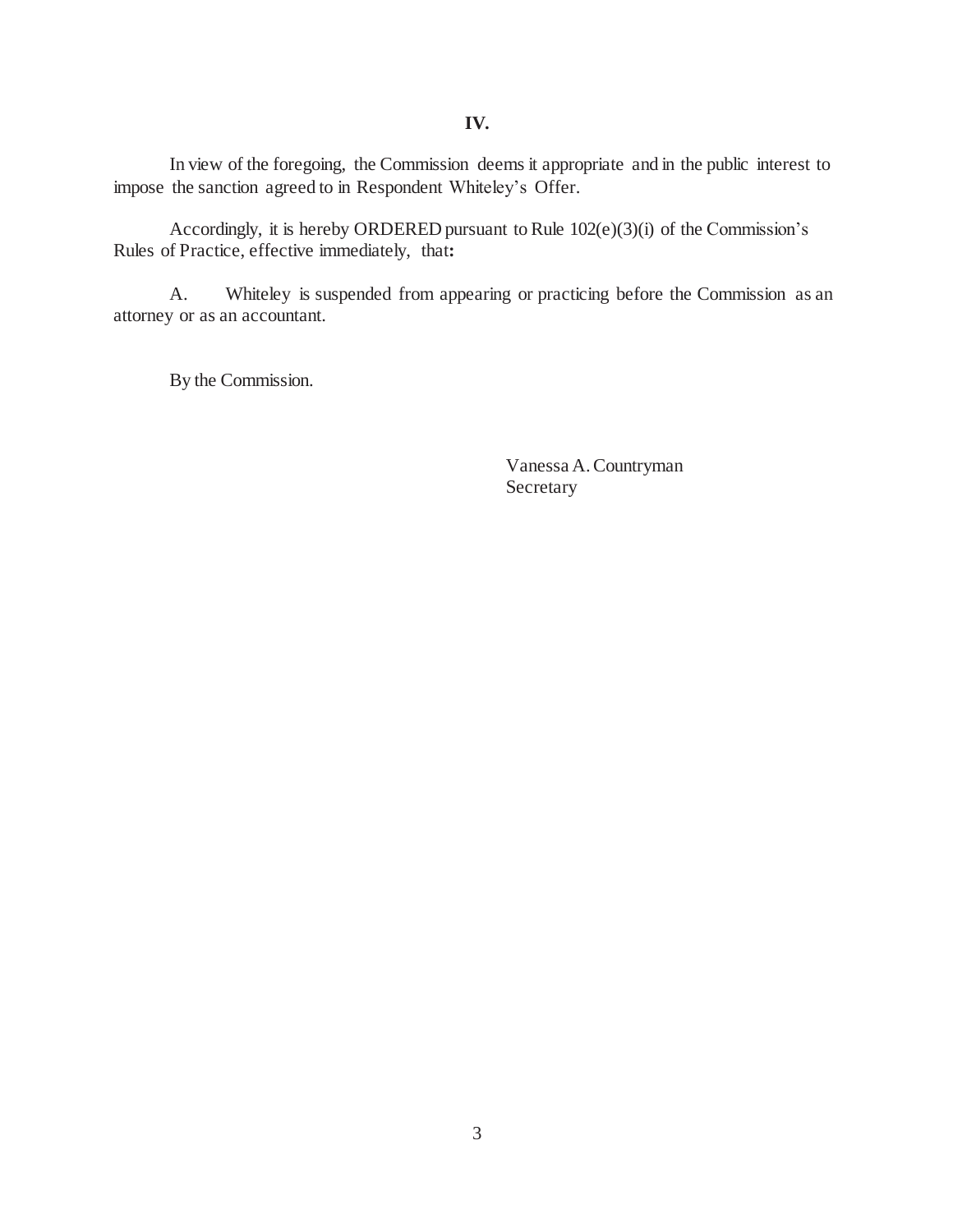## IV.

In view of the foregoing, the Commission deems it appropriate and in the public interest to impose the sanction agreed to in Respondent Whiteley's Offer.

Accordingly, it is hereby ORDERED pursuant to Rule 102(e)(3)(i) of the Commission's Rules of Practice, effective immediately, that**:**

A. Whiteley is suspended from appearing or practicing before the Commission as an attorney or as an accountant.

By the Commission.

Vanessa A. Countryman
Secretary